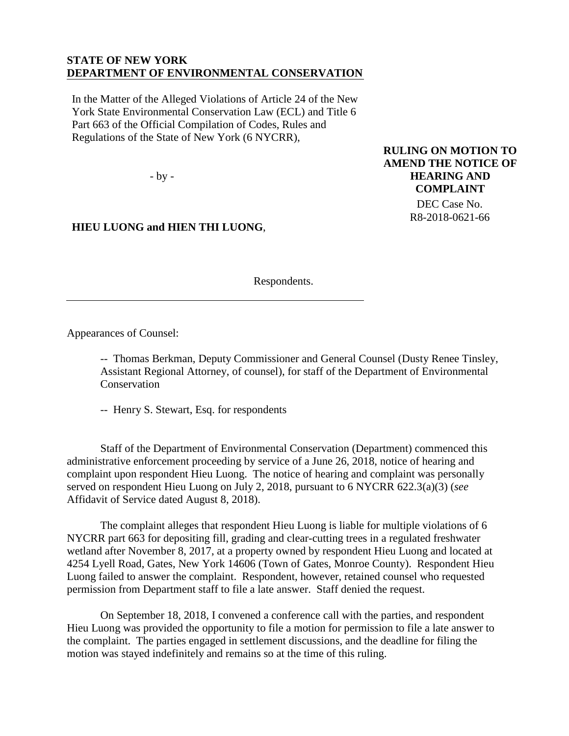**STATE OF NEW YORK**
**DEPARTMENT OF ENVIRONMENTAL CONSERVATION**

In the Matter of the Alleged Violations of Article 24 of the New York State Environmental Conservation Law (ECL) and Title 6 Part 663 of the Official Compilation of Codes, Rules and Regulations of the State of New York (6 NYCRR),

- by -

**HIEU LUONG and HIEN THI LUONG**,

Respondents.

**RULING ON MOTION TO AMEND THE NOTICE OF HEARING AND COMPLAINT**

DEC Case No. R8-2018-0621-66

Appearances of Counsel:

-- Thomas Berkman, Deputy Commissioner and General Counsel (Dusty Renee Tinsley, Assistant Regional Attorney, of counsel), for staff of the Department of Environmental Conservation

-- Henry S. Stewart, Esq. for respondents

Staff of the Department of Environmental Conservation (Department) commenced this administrative enforcement proceeding by service of a June 26, 2018, notice of hearing and complaint upon respondent Hieu Luong. The notice of hearing and complaint was personally served on respondent Hieu Luong on July 2, 2018, pursuant to 6 NYCRR 622.3(a)(3) (*see* Affidavit of Service dated August 8, 2018).

The complaint alleges that respondent Hieu Luong is liable for multiple violations of 6 NYCRR part 663 for depositing fill, grading and clear-cutting trees in a regulated freshwater wetland after November 8, 2017, at a property owned by respondent Hieu Luong and located at 4254 Lyell Road, Gates, New York 14606 (Town of Gates, Monroe County). Respondent Hieu Luong failed to answer the complaint. Respondent, however, retained counsel who requested permission from Department staff to file a late answer. Staff denied the request.

On September 18, 2018, I convened a conference call with the parties, and respondent Hieu Luong was provided the opportunity to file a motion for permission to file a late answer to the complaint. The parties engaged in settlement discussions, and the deadline for filing the motion was stayed indefinitely and remains so at the time of this ruling.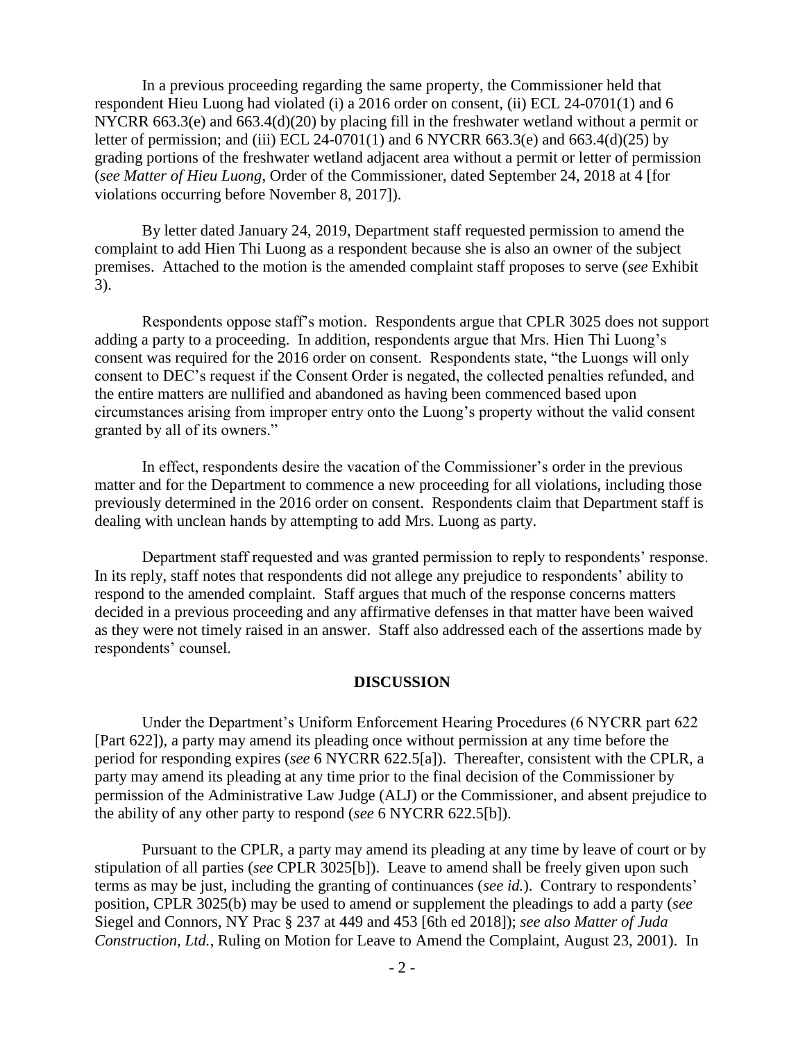In a previous proceeding regarding the same property, the Commissioner held that respondent Hieu Luong had violated (i) a 2016 order on consent, (ii) ECL 24-0701(1) and 6 NYCRR 663.3(e) and 663.4(d)(20) by placing fill in the freshwater wetland without a permit or letter of permission; and (iii) ECL 24-0701(1) and 6 NYCRR 663.3(e) and 663.4(d)(25) by grading portions of the freshwater wetland adjacent area without a permit or letter of permission (*see Matter of Hieu Luong*, Order of the Commissioner, dated September 24, 2018 at 4 [for violations occurring before November 8, 2017]).

By letter dated January 24, 2019, Department staff requested permission to amend the complaint to add Hien Thi Luong as a respondent because she is also an owner of the subject premises. Attached to the motion is the amended complaint staff proposes to serve (*see* Exhibit 3).

Respondents oppose staff's motion. Respondents argue that CPLR 3025 does not support adding a party to a proceeding. In addition, respondents argue that Mrs. Hien Thi Luong's consent was required for the 2016 order on consent. Respondents state, "the Luongs will only consent to DEC's request if the Consent Order is negated, the collected penalties refunded, and the entire matters are nullified and abandoned as having been commenced based upon circumstances arising from improper entry onto the Luong's property without the valid consent granted by all of its owners."

In effect, respondents desire the vacation of the Commissioner's order in the previous matter and for the Department to commence a new proceeding for all violations, including those previously determined in the 2016 order on consent. Respondents claim that Department staff is dealing with unclean hands by attempting to add Mrs. Luong as party.

Department staff requested and was granted permission to reply to respondents' response. In its reply, staff notes that respondents did not allege any prejudice to respondents' ability to respond to the amended complaint. Staff argues that much of the response concerns matters decided in a previous proceeding and any affirmative defenses in that matter have been waived as they were not timely raised in an answer. Staff also addressed each of the assertions made by respondents' counsel.

## DISCUSSION

Under the Department's Uniform Enforcement Hearing Procedures (6 NYCRR part 622 [Part 622]), a party may amend its pleading once without permission at any time before the period for responding expires (*see* 6 NYCRR 622.5[a]). Thereafter, consistent with the CPLR, a party may amend its pleading at any time prior to the final decision of the Commissioner by permission of the Administrative Law Judge (ALJ) or the Commissioner, and absent prejudice to the ability of any other party to respond (*see* 6 NYCRR 622.5[b]).

Pursuant to the CPLR, a party may amend its pleading at any time by leave of court or by stipulation of all parties (*see* CPLR 3025[b]). Leave to amend shall be freely given upon such terms as may be just, including the granting of continuances (*see id.*). Contrary to respondents' position, CPLR 3025(b) may be used to amend or supplement the pleadings to add a party (*see* Siegel and Connors, NY Prac § 237 at 449 and 453 [6th ed 2018]); *see also Matter of Juda Construction, Ltd.*, Ruling on Motion for Leave to Amend the Complaint, August 23, 2001). In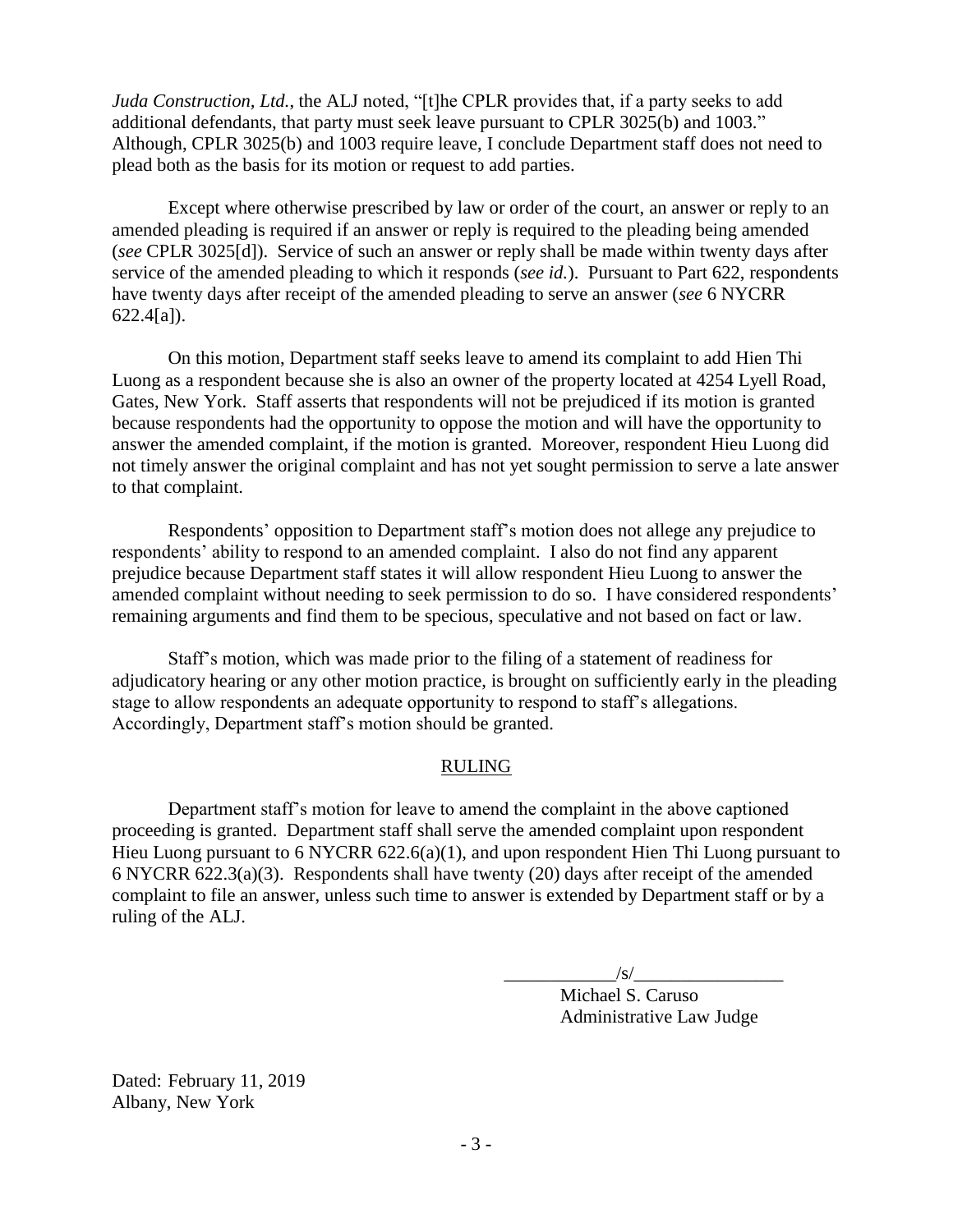*Juda Construction, Ltd.*, the ALJ noted, "[t]he CPLR provides that, if a party seeks to add additional defendants, that party must seek leave pursuant to CPLR 3025(b) and 1003." Although, CPLR 3025(b) and 1003 require leave, I conclude Department staff does not need to plead both as the basis for its motion or request to add parties.

Except where otherwise prescribed by law or order of the court, an answer or reply to an amended pleading is required if an answer or reply is required to the pleading being amended (*see* CPLR 3025[d]). Service of such an answer or reply shall be made within twenty days after service of the amended pleading to which it responds (*see id.*). Pursuant to Part 622, respondents have twenty days after receipt of the amended pleading to serve an answer (*see* 6 NYCRR 622.4[a]).

On this motion, Department staff seeks leave to amend its complaint to add Hien Thi Luong as a respondent because she is also an owner of the property located at 4254 Lyell Road, Gates, New York. Staff asserts that respondents will not be prejudiced if its motion is granted because respondents had the opportunity to oppose the motion and will have the opportunity to answer the amended complaint, if the motion is granted. Moreover, respondent Hieu Luong did not timely answer the original complaint and has not yet sought permission to serve a late answer to that complaint.

Respondents' opposition to Department staff's motion does not allege any prejudice to respondents' ability to respond to an amended complaint. I also do not find any apparent prejudice because Department staff states it will allow respondent Hieu Luong to answer the amended complaint without needing to seek permission to do so. I have considered respondents' remaining arguments and find them to be specious, speculative and not based on fact or law.

Staff's motion, which was made prior to the filing of a statement of readiness for adjudicatory hearing or any other motion practice, is brought on sufficiently early in the pleading stage to allow respondents an adequate opportunity to respond to staff's allegations. Accordingly, Department staff's motion should be granted.

## RULING

Department staff's motion for leave to amend the complaint in the above captioned proceeding is granted. Department staff shall serve the amended complaint upon respondent Hieu Luong pursuant to 6 NYCRR 622.6(a)(1), and upon respondent Hien Thi Luong pursuant to 6 NYCRR 622.3(a)(3). Respondents shall have twenty (20) days after receipt of the amended complaint to file an answer, unless such time to answer is extended by Department staff or by a ruling of the ALJ.

/s/
Michael S. Caruso
Administrative Law Judge

Dated: February 11, 2019
Albany, New York